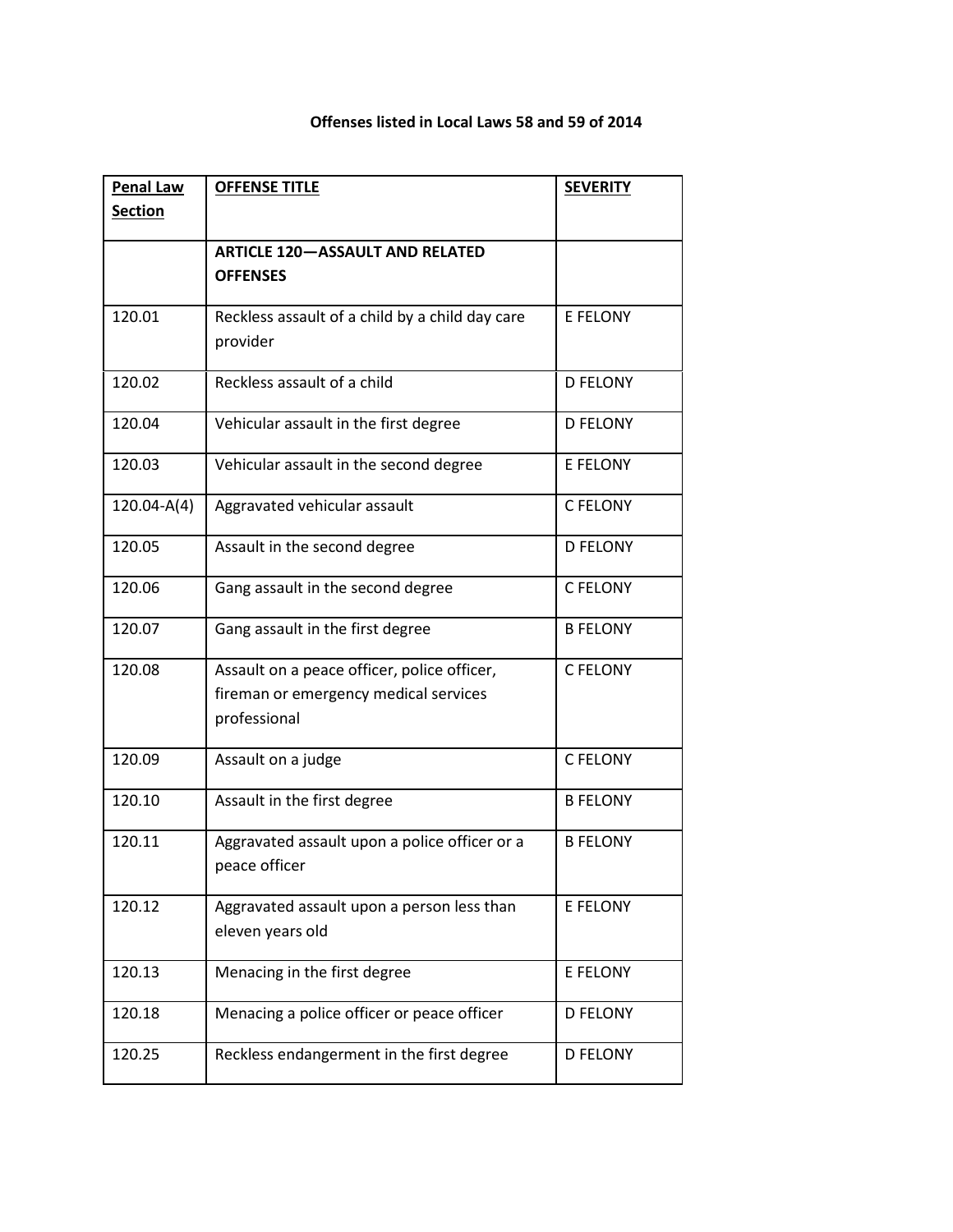# Offenses listed in Local Laws 58 and 59 of 2014

| **Penal Law Section** | **OFFENSE TITLE** | **SEVERITY** |
|---|---|---|
| | **ARTICLE 120—ASSAULT AND RELATED OFFENSES** | |
| 120.01 | Reckless assault of a child by a child day care provider | E FELONY |
| 120.02 | Reckless assault of a child | D FELONY |
| 120.04 | Vehicular assault in the first degree | D FELONY |
| 120.03 | Vehicular assault in the second degree | E FELONY |
| 120.04-A(4) | Aggravated vehicular assault | C FELONY |
| 120.05 | Assault in the second degree | D FELONY |
| 120.06 | Gang assault in the second degree | C FELONY |
| 120.07 | Gang assault in the first degree | B FELONY |
| 120.08 | Assault on a peace officer, police officer, fireman or emergency medical services professional | C FELONY |
| 120.09 | Assault on a judge | C FELONY |
| 120.10 | Assault in the first degree | B FELONY |
| 120.11 | Aggravated assault upon a police officer or a peace officer | B FELONY |
| 120.12 | Aggravated assault upon a person less than eleven years old | E FELONY |
| 120.13 | Menacing in the first degree | E FELONY |
| 120.18 | Menacing a police officer or peace officer | D FELONY |
| 120.25 | Reckless endangerment in the first degree | D FELONY |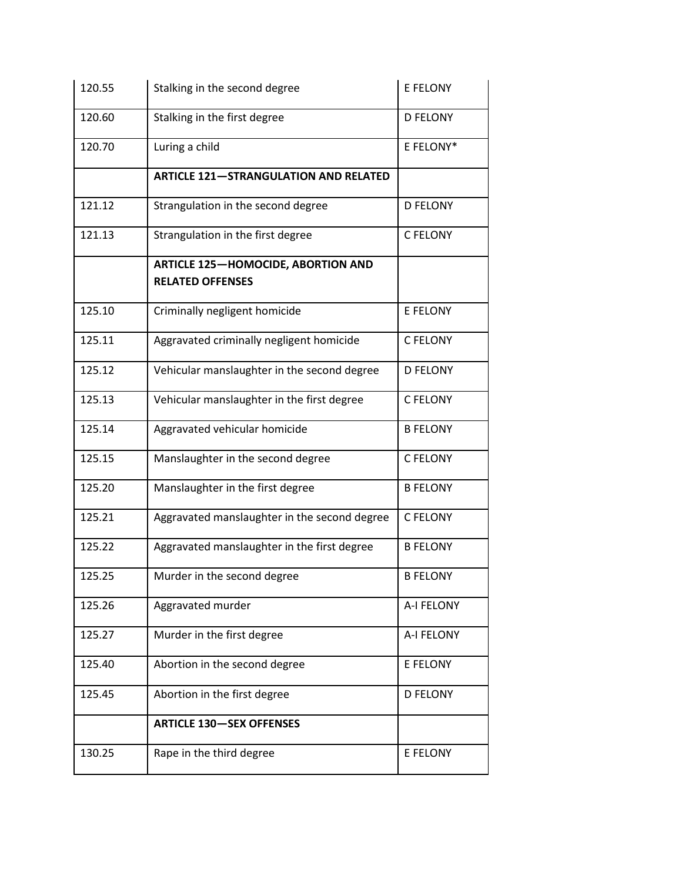| | | |
|---|---|---|
| 120.55 | Stalking in the second degree | E FELONY |
| 120.60 | Stalking in the first degree | D FELONY |
| 120.70 | Luring a child | E FELONY* |
| | **ARTICLE 121—STRANGULATION AND RELATED** | |
| 121.12 | Strangulation in the second degree | D FELONY |
| 121.13 | Strangulation in the first degree | C FELONY |
| | **ARTICLE 125—HOMOCIDE, ABORTION AND RELATED OFFENSES** | |
| 125.10 | Criminally negligent homicide | E FELONY |
| 125.11 | Aggravated criminally negligent homicide | C FELONY |
| 125.12 | Vehicular manslaughter in the second degree | D FELONY |
| 125.13 | Vehicular manslaughter in the first degree | C FELONY |
| 125.14 | Aggravated vehicular homicide | B FELONY |
| 125.15 | Manslaughter in the second degree | C FELONY |
| 125.20 | Manslaughter in the first degree | B FELONY |
| 125.21 | Aggravated manslaughter in the second degree | C FELONY |
| 125.22 | Aggravated manslaughter in the first degree | B FELONY |
| 125.25 | Murder in the second degree | B FELONY |
| 125.26 | Aggravated murder | A-I FELONY |
| 125.27 | Murder in the first degree | A-I FELONY |
| 125.40 | Abortion in the second degree | E FELONY |
| 125.45 | Abortion in the first degree | D FELONY |
| | **ARTICLE 130—SEX OFFENSES** | |
| 130.25 | Rape in the third degree | E FELONY |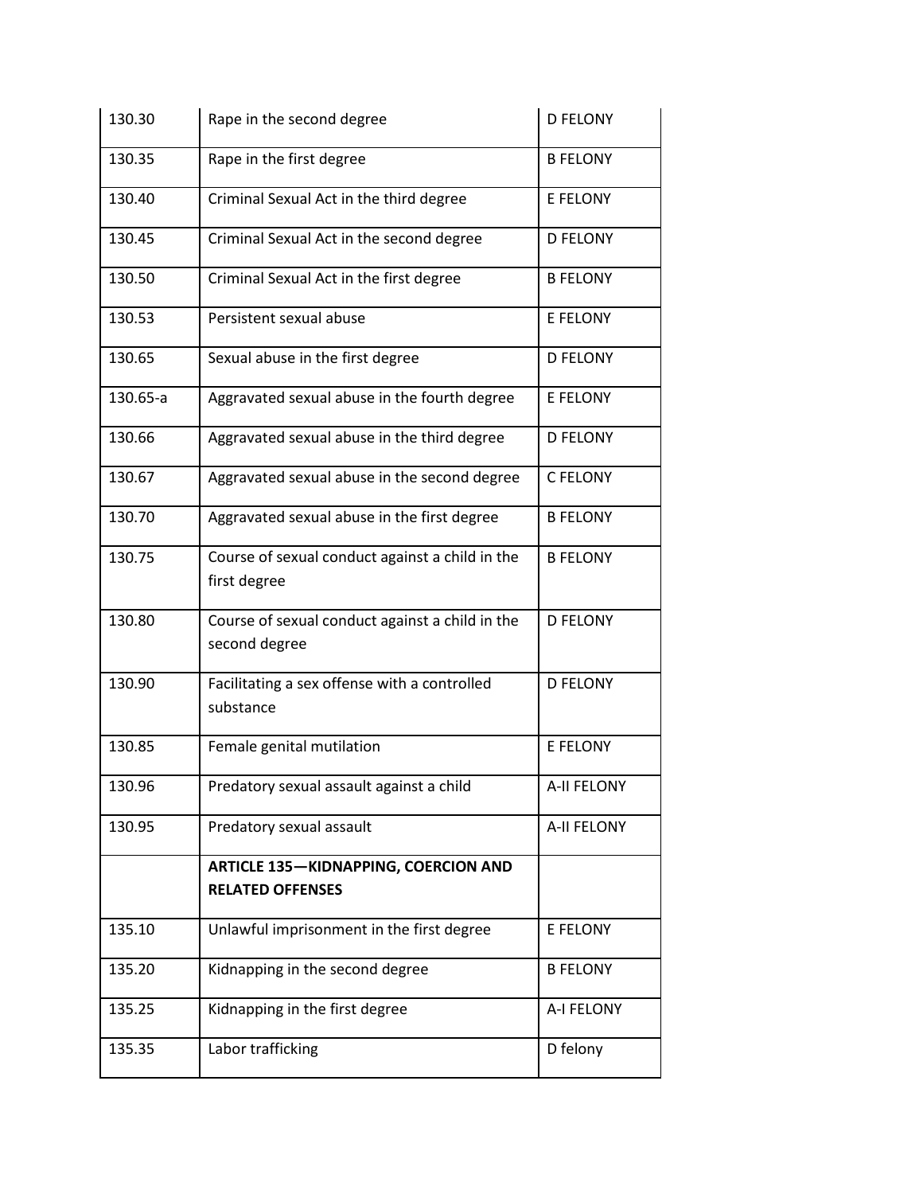| | | |
|---|---|---|
| 130.30 | Rape in the second degree | D FELONY |
| 130.35 | Rape in the first degree | B FELONY |
| 130.40 | Criminal Sexual Act in the third degree | E FELONY |
| 130.45 | Criminal Sexual Act in the second degree | D FELONY |
| 130.50 | Criminal Sexual Act in the first degree | B FELONY |
| 130.53 | Persistent sexual abuse | E FELONY |
| 130.65 | Sexual abuse in the first degree | D FELONY |
| 130.65-a | Aggravated sexual abuse in the fourth degree | E FELONY |
| 130.66 | Aggravated sexual abuse in the third degree | D FELONY |
| 130.67 | Aggravated sexual abuse in the second degree | C FELONY |
| 130.70 | Aggravated sexual abuse in the first degree | B FELONY |
| 130.75 | Course of sexual conduct against a child in the first degree | B FELONY |
| 130.80 | Course of sexual conduct against a child in the second degree | D FELONY |
| 130.90 | Facilitating a sex offense with a controlled substance | D FELONY |
| 130.85 | Female genital mutilation | E FELONY |
| 130.96 | Predatory sexual assault against a child | A-II FELONY |
| 130.95 | Predatory sexual assault | A-II FELONY |
| | **ARTICLE 135—KIDNAPPING, COERCION AND RELATED OFFENSES** | |
| 135.10 | Unlawful imprisonment in the first degree | E FELONY |
| 135.20 | Kidnapping in the second degree | B FELONY |
| 135.25 | Kidnapping in the first degree | A-I FELONY |
| 135.35 | Labor trafficking | D felony |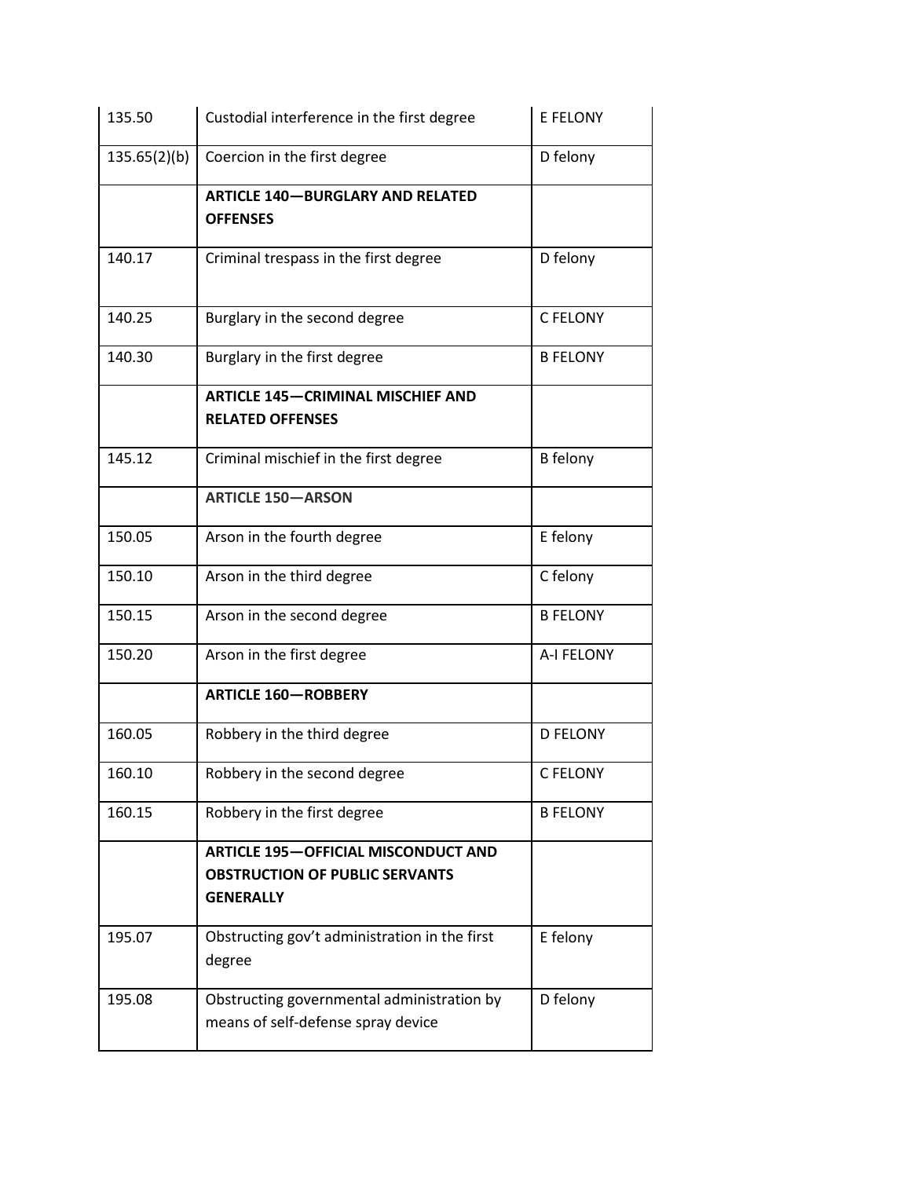| | | |
|---|---|---|
| 135.50 | Custodial interference in the first degree | E FELONY |
| 135.65(2)(b) | Coercion in the first degree | D felony |
| | **ARTICLE 140—BURGLARY AND RELATED OFFENSES** | |
| 140.17 | Criminal trespass in the first degree | D felony |
| 140.25 | Burglary in the second degree | C FELONY |
| 140.30 | Burglary in the first degree | B FELONY |
| | **ARTICLE 145—CRIMINAL MISCHIEF AND RELATED OFFENSES** | |
| 145.12 | Criminal mischief in the first degree | B felony |
| | **ARTICLE 150—ARSON** | |
| 150.05 | Arson in the fourth degree | E felony |
| 150.10 | Arson in the third degree | C felony |
| 150.15 | Arson in the second degree | B FELONY |
| 150.20 | Arson in the first degree | A-I FELONY |
| | **ARTICLE 160—ROBBERY** | |
| 160.05 | Robbery in the third degree | D FELONY |
| 160.10 | Robbery in the second degree | C FELONY |
| 160.15 | Robbery in the first degree | B FELONY |
| | **ARTICLE 195—OFFICIAL MISCONDUCT AND OBSTRUCTION OF PUBLIC SERVANTS GENERALLY** | |
| 195.07 | Obstructing gov't administration in the first degree | E felony |
| 195.08 | Obstructing governmental administration by means of self-defense spray device | D felony |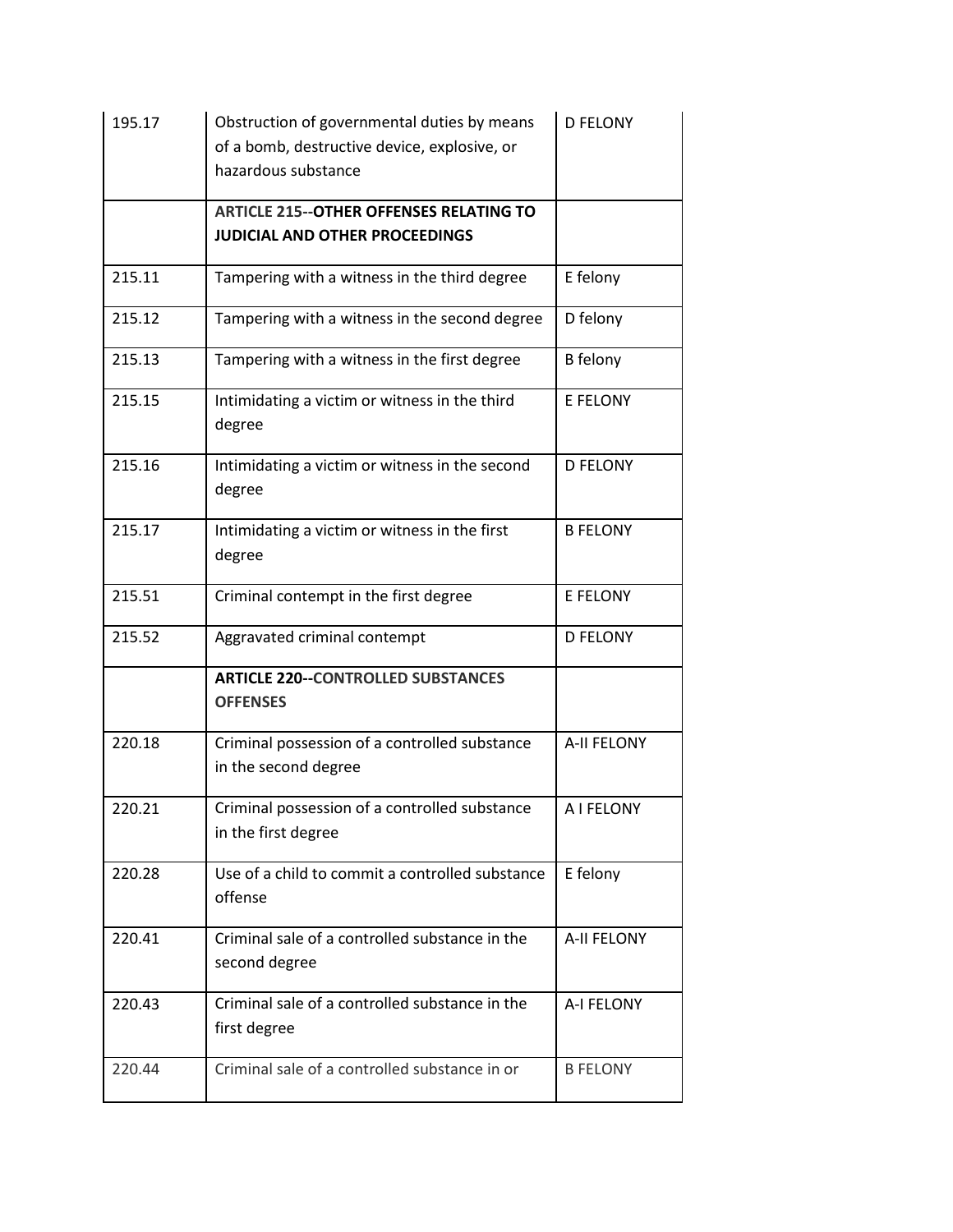| | | |
|---|---|---|
| 195.17 | Obstruction of governmental duties by means of a bomb, destructive device, explosive, or hazardous substance | D FELONY |
| | **ARTICLE 215--OTHER OFFENSES RELATING TO JUDICIAL AND OTHER PROCEEDINGS** | |
| 215.11 | Tampering with a witness in the third degree | E felony |
| 215.12 | Tampering with a witness in the second degree | D felony |
| 215.13 | Tampering with a witness in the first degree | B felony |
| 215.15 | Intimidating a victim or witness in the third degree | E FELONY |
| 215.16 | Intimidating a victim or witness in the second degree | D FELONY |
| 215.17 | Intimidating a victim or witness in the first degree | B FELONY |
| 215.51 | Criminal contempt in the first degree | E FELONY |
| 215.52 | Aggravated criminal contempt | D FELONY |
| | **ARTICLE 220--CONTROLLED SUBSTANCES OFFENSES** | |
| 220.18 | Criminal possession of a controlled substance in the second degree | A-II FELONY |
| 220.21 | Criminal possession of a controlled substance in the first degree | A I FELONY |
| 220.28 | Use of a child to commit a controlled substance offense | E felony |
| 220.41 | Criminal sale of a controlled substance in the second degree | A-II FELONY |
| 220.43 | Criminal sale of a controlled substance in the first degree | A-I FELONY |
| 220.44 | Criminal sale of a controlled substance in or | B FELONY |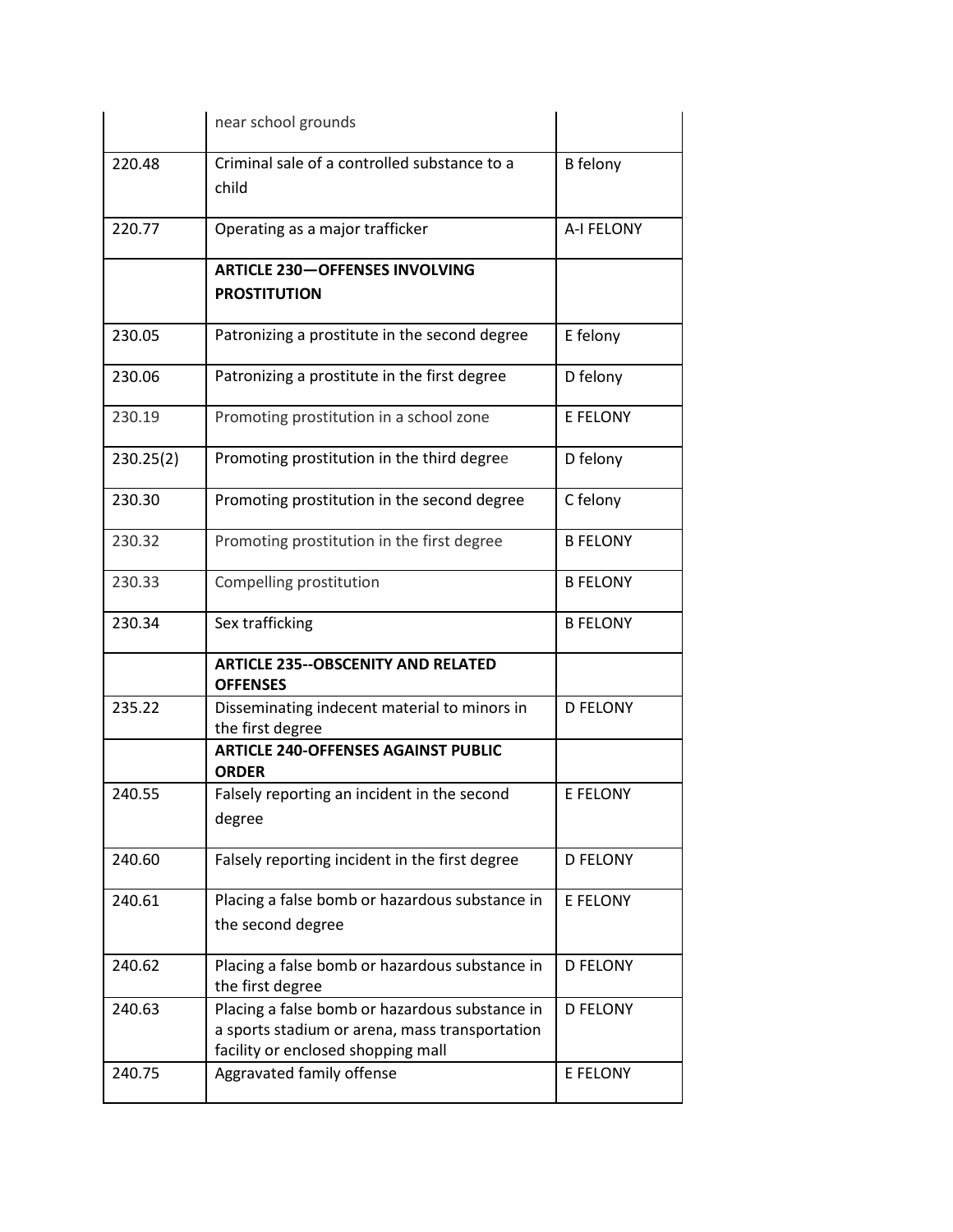| | | |
|---|---|---|
| | near school grounds | |
| 220.48 | Criminal sale of a controlled substance to a child | B felony |
| 220.77 | Operating as a major trafficker | A-I FELONY |
| | **ARTICLE 230—OFFENSES INVOLVING PROSTITUTION** | |
| 230.05 | Patronizing a prostitute in the second degree | E felony |
| 230.06 | Patronizing a prostitute in the first degree | D felony |
| 230.19 | Promoting prostitution in a school zone | E FELONY |
| 230.25(2) | Promoting prostitution in the third degree | D felony |
| 230.30 | Promoting prostitution in the second degree | C felony |
| 230.32 | Promoting prostitution in the first degree | B FELONY |
| 230.33 | Compelling prostitution | B FELONY |
| 230.34 | Sex trafficking | B FELONY |
| | **ARTICLE 235--OBSCENITY AND RELATED OFFENSES** | |
| 235.22 | Disseminating indecent material to minors in the first degree | D FELONY |
| | **ARTICLE 240-OFFENSES AGAINST PUBLIC ORDER** | |
| 240.55 | Falsely reporting an incident in the second degree | E FELONY |
| 240.60 | Falsely reporting incident in the first degree | D FELONY |
| 240.61 | Placing a false bomb or hazardous substance in the second degree | E FELONY |
| 240.62 | Placing a false bomb or hazardous substance in the first degree | D FELONY |
| 240.63 | Placing a false bomb or hazardous substance in a sports stadium or arena, mass transportation facility or enclosed shopping mall | D FELONY |
| 240.75 | Aggravated family offense | E FELONY |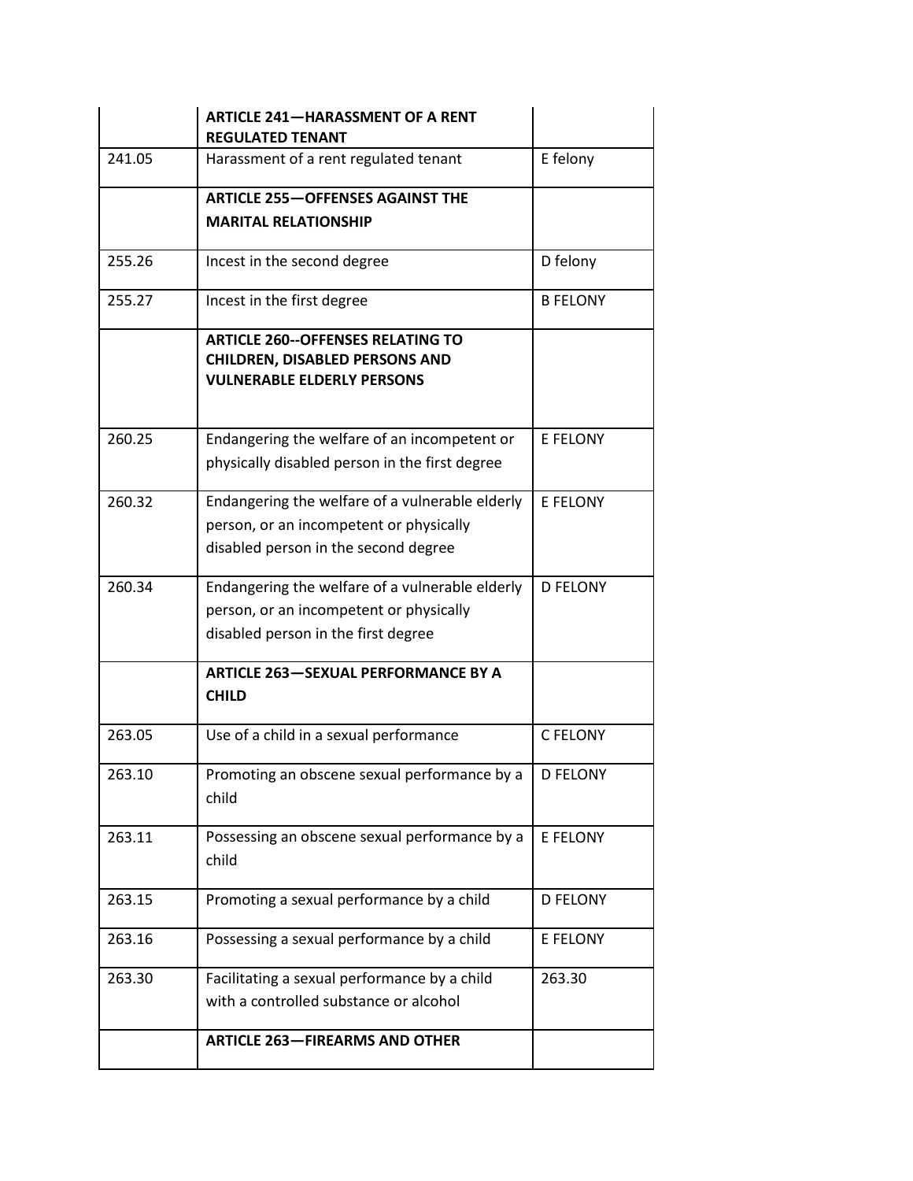| | | |
|---|---|---|
| | **ARTICLE 241—HARASSMENT OF A RENT REGULATED TENANT** | |
| 241.05 | Harassment of a rent regulated tenant | E felony |
| | **ARTICLE 255—OFFENSES AGAINST THE MARITAL RELATIONSHIP** | |
| 255.26 | Incest in the second degree | D felony |
| 255.27 | Incest in the first degree | B FELONY |
| | **ARTICLE 260--OFFENSES RELATING TO CHILDREN, DISABLED PERSONS AND VULNERABLE ELDERLY PERSONS** | |
| 260.25 | Endangering the welfare of an incompetent or physically disabled person in the first degree | E FELONY |
| 260.32 | Endangering the welfare of a vulnerable elderly person, or an incompetent or physically disabled person in the second degree | E FELONY |
| 260.34 | Endangering the welfare of a vulnerable elderly person, or an incompetent or physically disabled person in the first degree | D FELONY |
| | **ARTICLE 263—SEXUAL PERFORMANCE BY A CHILD** | |
| 263.05 | Use of a child in a sexual performance | C FELONY |
| 263.10 | Promoting an obscene sexual performance by a child | D FELONY |
| 263.11 | Possessing an obscene sexual performance by a child | E FELONY |
| 263.15 | Promoting a sexual performance by a child | D FELONY |
| 263.16 | Possessing a sexual performance by a child | E FELONY |
| 263.30 | Facilitating a sexual performance by a child with a controlled substance or alcohol | 263.30 |
| | **ARTICLE 263—FIREARMS AND OTHER** | |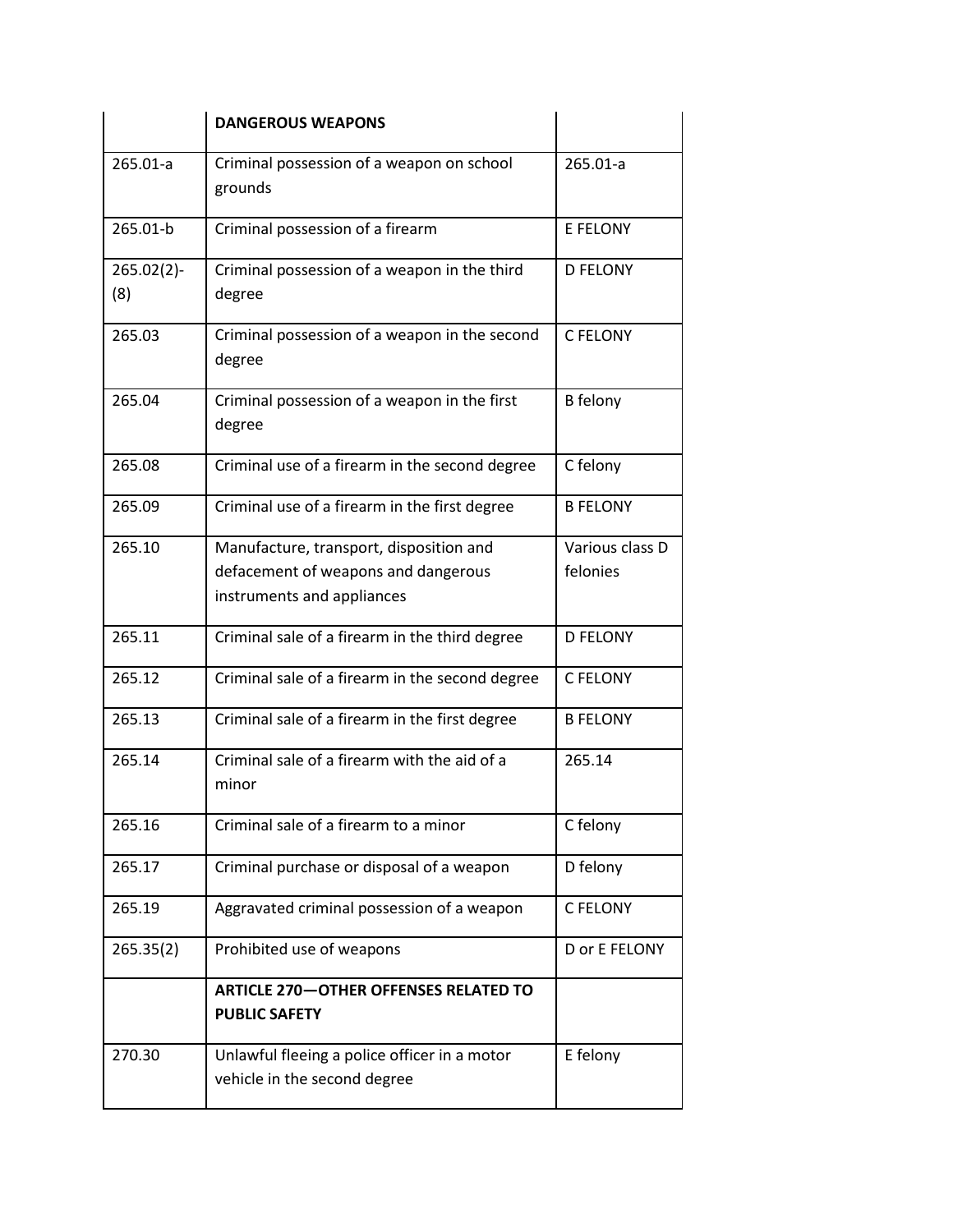| | | |
|---|---|---|
| | **DANGEROUS WEAPONS** | |
| 265.01-a | Criminal possession of a weapon on school grounds | 265.01-a |
| 265.01-b | Criminal possession of a firearm | E FELONY |
| 265.02(2)-(8) | Criminal possession of a weapon in the third degree | D FELONY |
| 265.03 | Criminal possession of a weapon in the second degree | C FELONY |
| 265.04 | Criminal possession of a weapon in the first degree | B felony |
| 265.08 | Criminal use of a firearm in the second degree | C felony |
| 265.09 | Criminal use of a firearm in the first degree | B FELONY |
| 265.10 | Manufacture, transport, disposition and defacement of weapons and dangerous instruments and appliances | Various class D felonies |
| 265.11 | Criminal sale of a firearm in the third degree | D FELONY |
| 265.12 | Criminal sale of a firearm in the second degree | C FELONY |
| 265.13 | Criminal sale of a firearm in the first degree | B FELONY |
| 265.14 | Criminal sale of a firearm with the aid of a minor | 265.14 |
| 265.16 | Criminal sale of a firearm to a minor | C felony |
| 265.17 | Criminal purchase or disposal of a weapon | D felony |
| 265.19 | Aggravated criminal possession of a weapon | C FELONY |
| 265.35(2) | Prohibited use of weapons | D or E FELONY |
| | **ARTICLE 270—OTHER OFFENSES RELATED TO PUBLIC SAFETY** | |
| 270.30 | Unlawful fleeing a police officer in a motor vehicle in the second degree | E felony |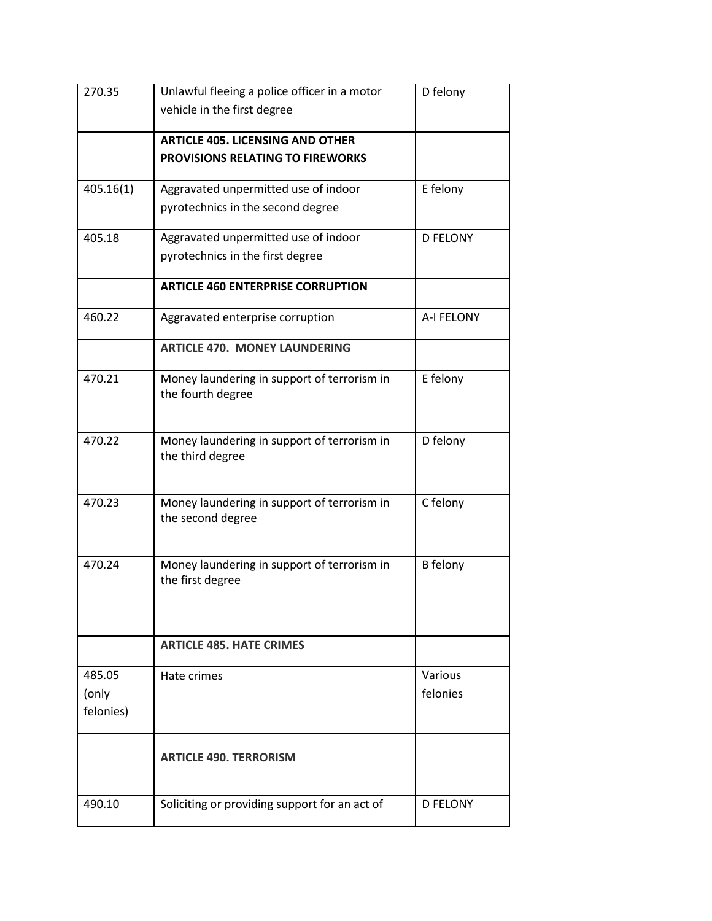| | | |
|---|---|---|
| 270.35 | Unlawful fleeing a police officer in a motor vehicle in the first degree | D felony |
| | **ARTICLE 405. LICENSING AND OTHER PROVISIONS RELATING TO FIREWORKS** | |
| 405.16(1) | Aggravated unpermitted use of indoor pyrotechnics in the second degree | E felony |
| 405.18 | Aggravated unpermitted use of indoor pyrotechnics in the first degree | D FELONY |
| | **ARTICLE 460 ENTERPRISE CORRUPTION** | |
| 460.22 | Aggravated enterprise corruption | A-I FELONY |
| | **ARTICLE 470. MONEY LAUNDERING** | |
| 470.21 | Money laundering in support of terrorism in the fourth degree | E felony |
| 470.22 | Money laundering in support of terrorism in the third degree | D felony |
| 470.23 | Money laundering in support of terrorism in the second degree | C felony |
| 470.24 | Money laundering in support of terrorism in the first degree | B felony |
| | **ARTICLE 485. HATE CRIMES** | |
| 485.05 (only felonies) | Hate crimes | Various felonies |
| | **ARTICLE 490. TERRORISM** | |
| 490.10 | Soliciting or providing support for an act of | D FELONY |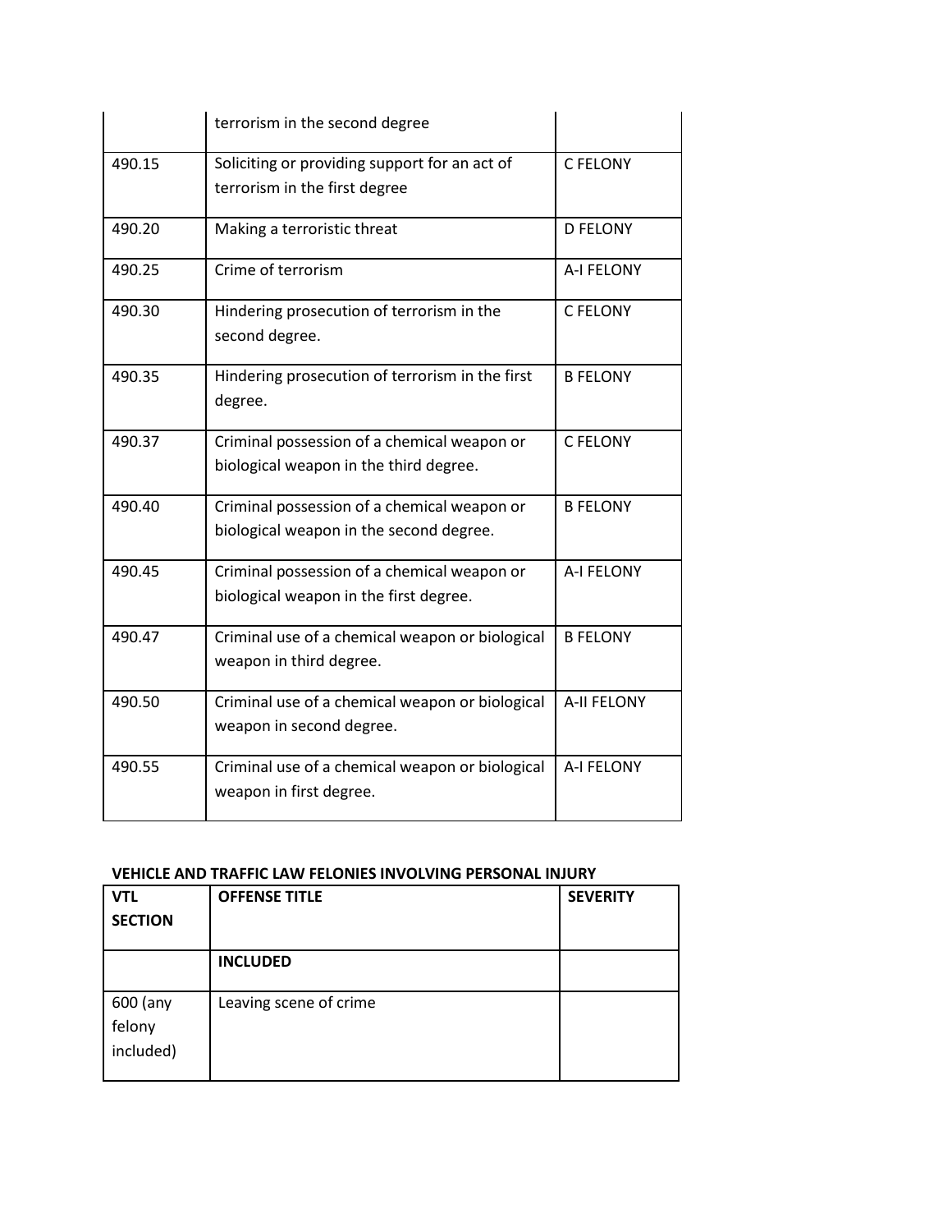| | | |
|---|---|---|
| | terrorism in the second degree | |
| 490.15 | Soliciting or providing support for an act of terrorism in the first degree | C FELONY |
| 490.20 | Making a terroristic threat | D FELONY |
| 490.25 | Crime of terrorism | A-I FELONY |
| 490.30 | Hindering prosecution of terrorism in the second degree. | C FELONY |
| 490.35 | Hindering prosecution of terrorism in the first degree. | B FELONY |
| 490.37 | Criminal possession of a chemical weapon or biological weapon in the third degree. | C FELONY |
| 490.40 | Criminal possession of a chemical weapon or biological weapon in the second degree. | B FELONY |
| 490.45 | Criminal possession of a chemical weapon or biological weapon in the first degree. | A-I FELONY |
| 490.47 | Criminal use of a chemical weapon or biological weapon in third degree. | B FELONY |
| 490.50 | Criminal use of a chemical weapon or biological weapon in second degree. | A-II FELONY |
| 490.55 | Criminal use of a chemical weapon or biological weapon in first degree. | A-I FELONY |

**VEHICLE AND TRAFFIC LAW FELONIES INVOLVING PERSONAL INJURY**

| VTL SECTION | OFFENSE TITLE | SEVERITY |
|---|---|---|
| | **INCLUDED** | |
| 600 (any felony included) | Leaving scene of crime | |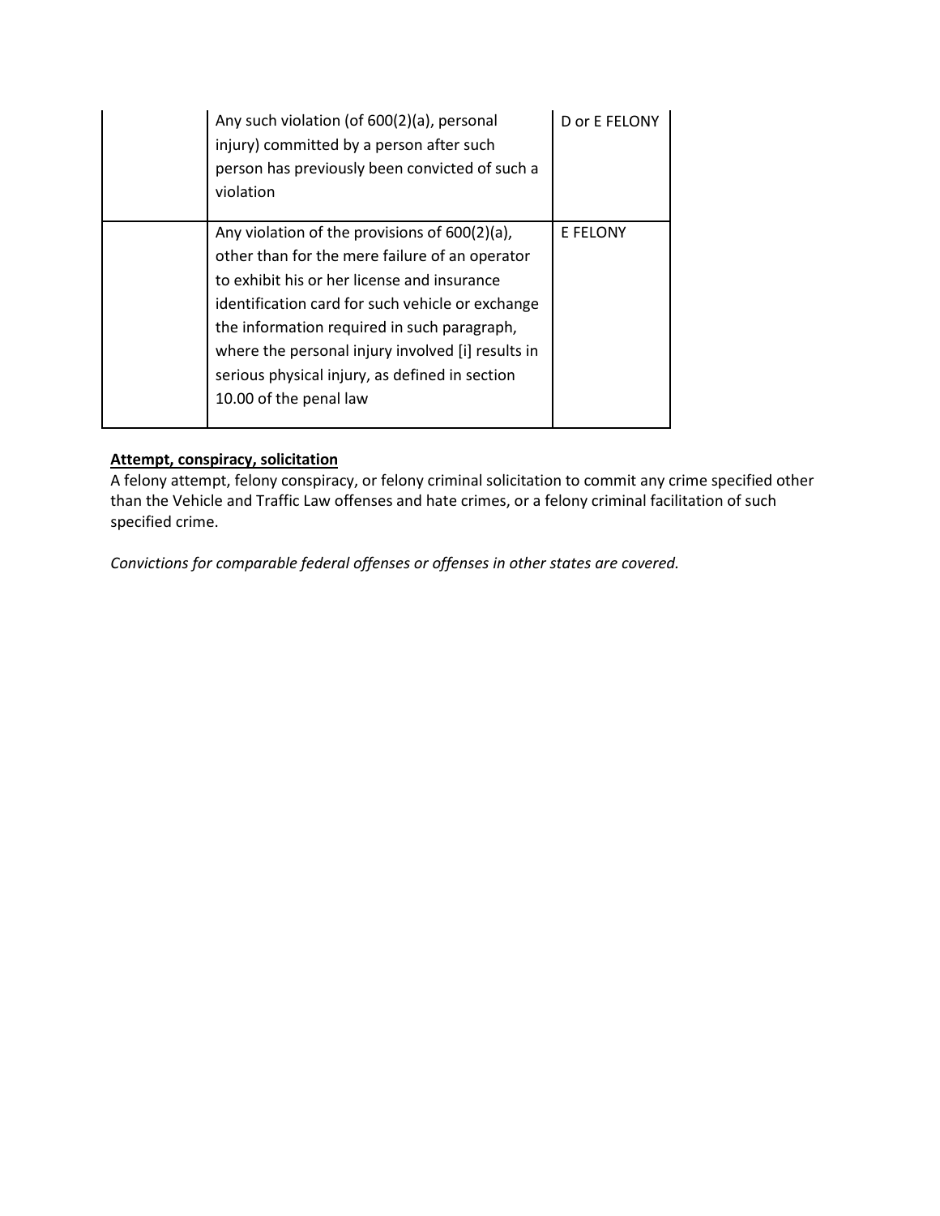| | | |
|---|---|---|
| | Any such violation (of 600(2)(a), personal injury) committed by a person after such person has previously been convicted of such a violation | D or E FELONY |
| | Any violation of the provisions of 600(2)(a), other than for the mere failure of an operator to exhibit his or her license and insurance identification card for such vehicle or exchange the information required in such paragraph, where the personal injury involved [i] results in serious physical injury, as defined in section 10.00 of the penal law | E FELONY |

**Attempt, conspiracy, solicitation**

A felony attempt, felony conspiracy, or felony criminal solicitation to commit any crime specified other than the Vehicle and Traffic Law offenses and hate crimes, or a felony criminal facilitation of such specified crime.

*Convictions for comparable federal offenses or offenses in other states are covered.*